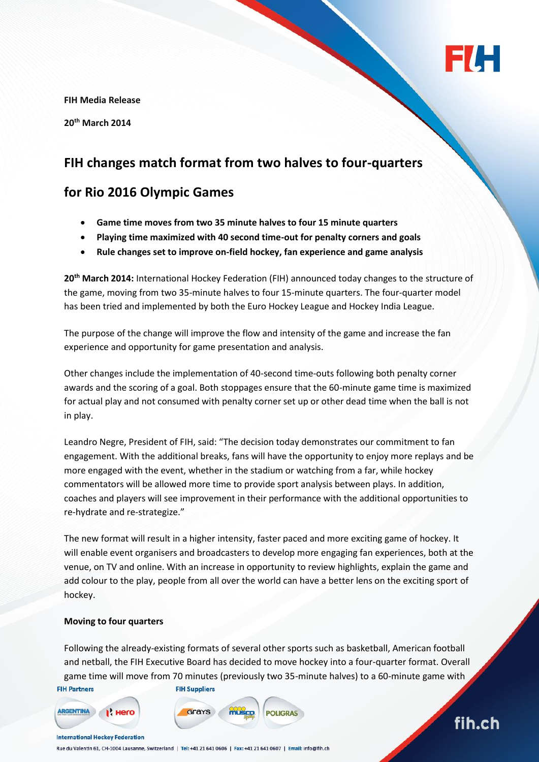**FIH Media Release**

**20th March 2014**

## FIH changes match format from two halves to four-quarters for Rio 2016 Olympic Games

- **Game time moves from two 35 minute halves to four 15 minute quarters**
- **Playing time maximized with 40 second time-out for penalty corners and goals**
- **Rule changes set to improve on-field hockey, fan experience and game analysis**

**20th March 2014:** International Hockey Federation (FIH) announced today changes to the structure of the game, moving from two 35-minute halves to four 15-minute quarters. The four-quarter model has been tried and implemented by both the Euro Hockey League and Hockey India League.

The purpose of the change will improve the flow and intensity of the game and increase the fan experience and opportunity for game presentation and analysis.

Other changes include the implementation of 40-second time-outs following both penalty corner awards and the scoring of a goal. Both stoppages ensure that the 60-minute game time is maximized for actual play and not consumed with penalty corner set up or other dead time when the ball is not in play.

Leandro Negre, President of FIH, said: "The decision today demonstrates our commitment to fan engagement. With the additional breaks, fans will have the opportunity to enjoy more replays and be more engaged with the event, whether in the stadium or watching from a far, while hockey commentators will be allowed more time to provide sport analysis between plays. In addition, coaches and players will see improvement in their performance with the additional opportunities to re-hydrate and re-strategize."

The new format will result in a higher intensity, faster paced and more exciting game of hockey. It will enable event organisers and broadcasters to develop more engaging fan experiences, both at the venue, on TV and online. With an increase in opportunity to review highlights, explain the game and add colour to the play, people from all over the world can have a better lens on the exciting sport of hockey.

**Moving to four quarters**

Following the already-existing formats of several other sports such as basketball, American football and netball, the FIH Executive Board has decided to move hockey into a four-quarter format. Overall game time will move from 70 minutes (previously two 35-minute halves) to a 60-minute game with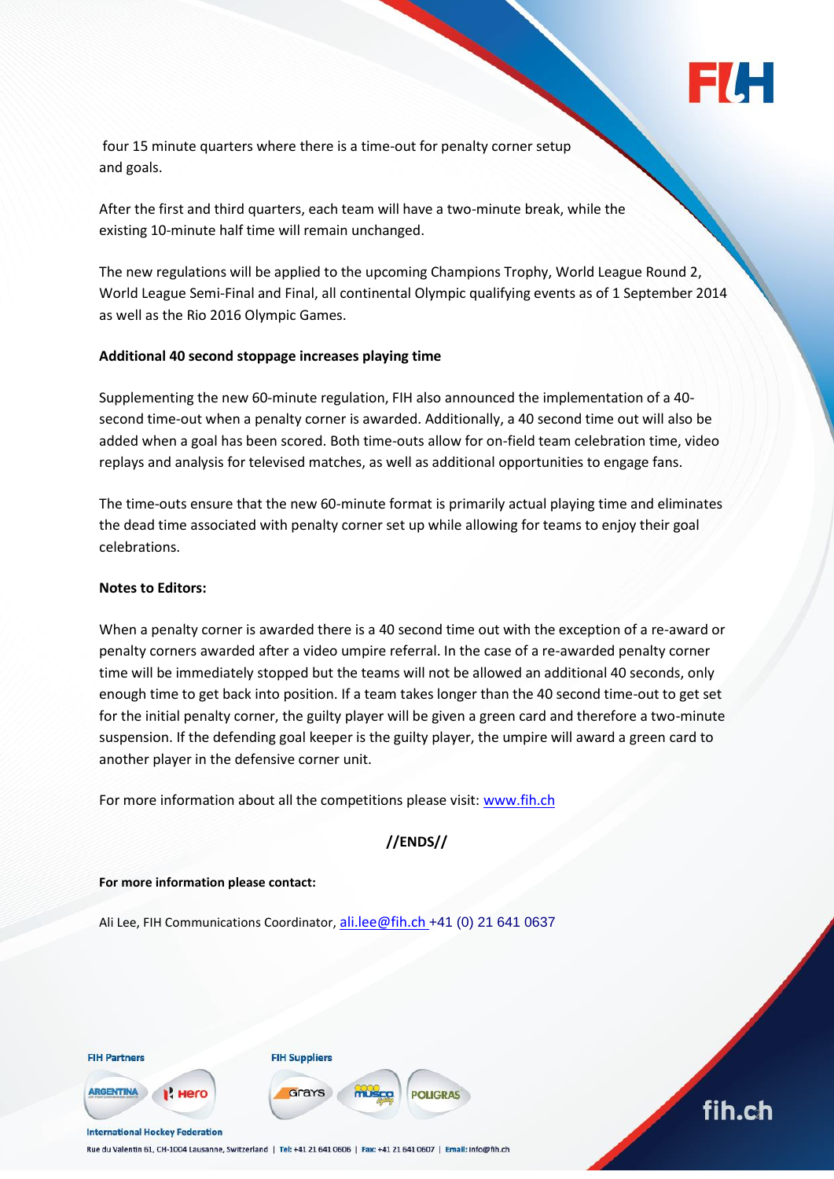four 15 minute quarters where there is a time-out for penalty corner setup and goals.

After the first and third quarters, each team will have a two-minute break, while the existing 10-minute half time will remain unchanged.

The new regulations will be applied to the upcoming Champions Trophy, World League Round 2, World League Semi-Final and Final, all continental Olympic qualifying events as of 1 September 2014 as well as the Rio 2016 Olympic Games.

**Additional 40 second stoppage increases playing time**

Supplementing the new 60-minute regulation, FIH also announced the implementation of a 40-second time-out when a penalty corner is awarded. Additionally, a 40 second time out will also be added when a goal has been scored. Both time-outs allow for on-field team celebration time, video replays and analysis for televised matches, as well as additional opportunities to engage fans.

The time-outs ensure that the new 60-minute format is primarily actual playing time and eliminates the dead time associated with penalty corner set up while allowing for teams to enjoy their goal celebrations.

**Notes to Editors:**

When a penalty corner is awarded there is a 40 second time out with the exception of a re-award or penalty corners awarded after a video umpire referral. In the case of a re-awarded penalty corner time will be immediately stopped but the teams will not be allowed an additional 40 seconds, only enough time to get back into position. If a team takes longer than the 40 second time-out to get set for the initial penalty corner, the guilty player will be given a green card and therefore a two-minute suspension. If the defending goal keeper is the guilty player, the umpire will award a green card to another player in the defensive corner unit.

For more information about all the competitions please visit: [www.fih.ch](http://www.fih.ch)

**//ENDS//**

**For more information please contact:**

Ali Lee, FIH Communications Coordinator, [ali.lee@fih.ch](mailto:ali.lee@fih.ch) +41 (0) 21 641 0637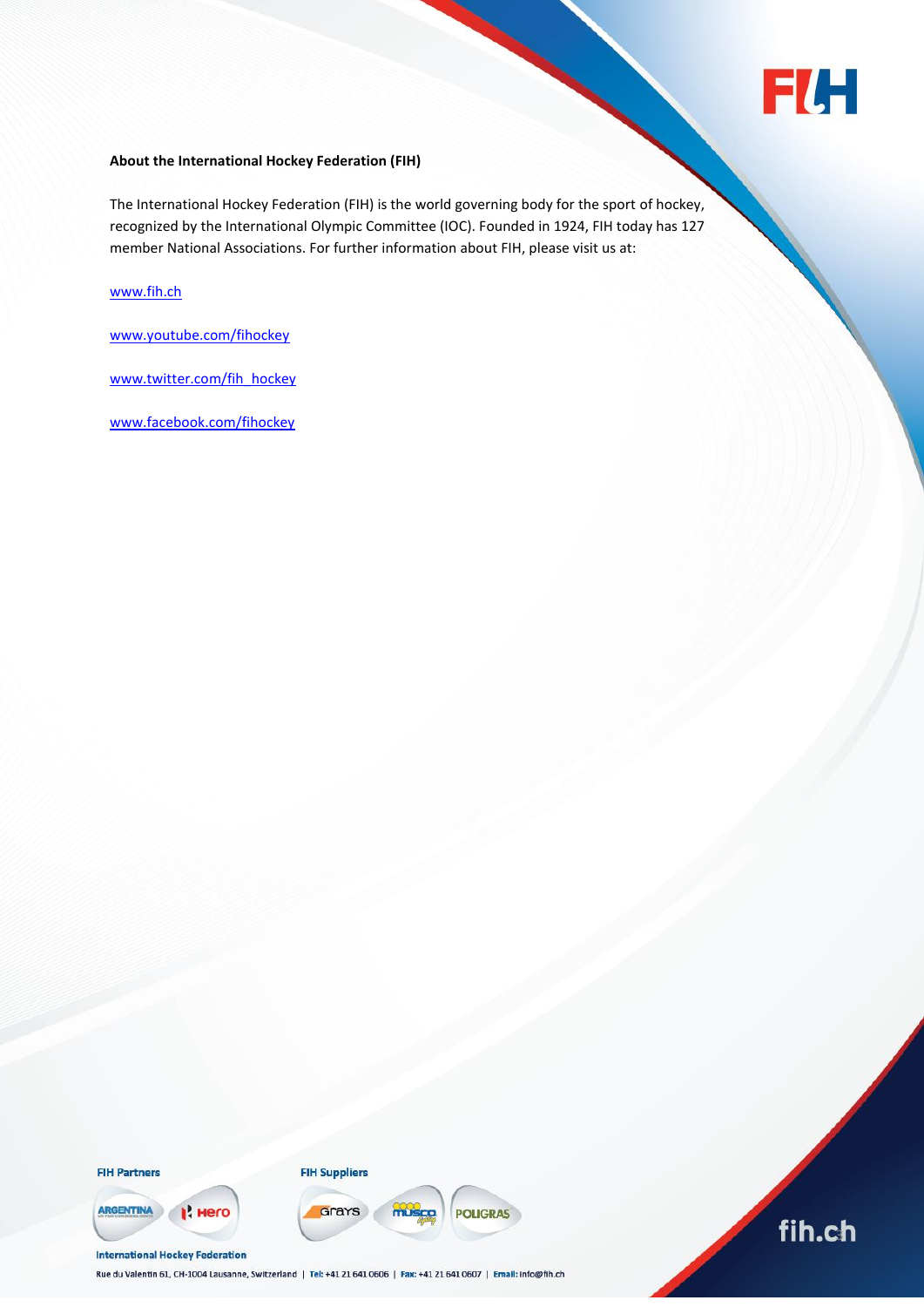**About the International Hockey Federation (FIH)**

The International Hockey Federation (FIH) is the world governing body for the sport of hockey, recognized by the International Olympic Committee (IOC). Founded in 1924, FIH today has 127 member National Associations. For further information about FIH, please visit us at:

www.fih.ch

www.youtube.com/fihockey

www.twitter.com/fih_hockey

www.facebook.com/fihockey